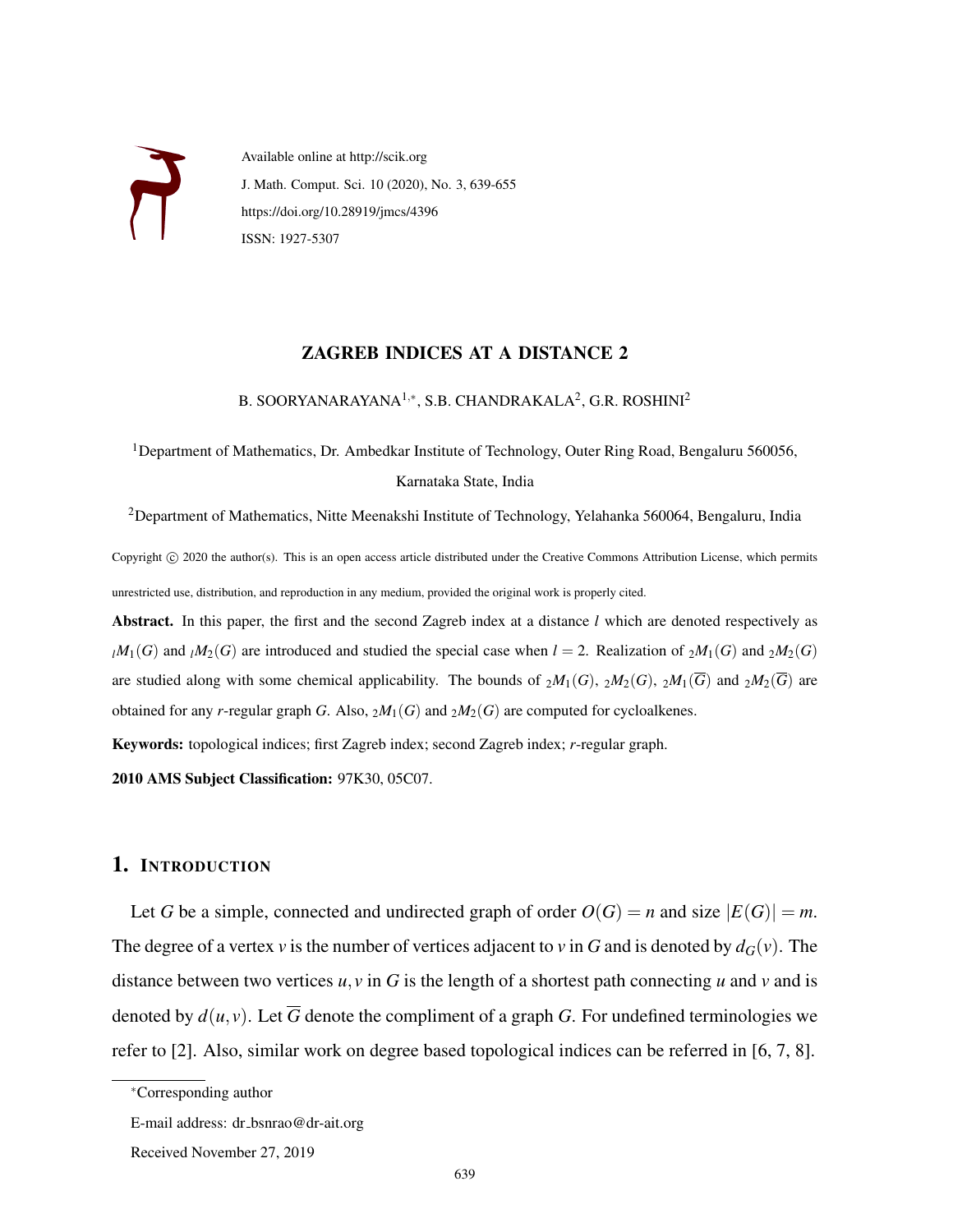Available online at http://scik.org

J. Math. Comput. Sci. 10 (2020), No. 3, 639-655

https://doi.org/10.28919/jmcs/4396

ISSN: 1927-5307

# ZAGREB INDICES AT A DISTANCE 2

B. SOORYANARAYANA[1,*], S.B. CHANDRAKALA[2], G.R. ROSHINI[2]

[1]Department of Mathematics, Dr. Ambedkar Institute of Technology, Outer Ring Road, Bengaluru 560056, Karnataka State, India

[2]Department of Mathematics, Nitte Meenakshi Institute of Technology, Yelahanka 560064, Bengaluru, India

Copyright © 2020 the author(s). This is an open access article distributed under the Creative Commons Attribution License, which permits unrestricted use, distribution, and reproduction in any medium, provided the original work is properly cited.

**Abstract.** In this paper, the first and the second Zagreb index at a distance $l$ which are denoted respectively as ${}_lM_1(G)$ and ${}_lM_2(G)$ are introduced and studied the special case when $l = 2$. Realization of ${}_2M_1(G)$ and ${}_2M_2(G)$ are studied along with some chemical applicability. The bounds of ${}_2M_1(G)$, ${}_2M_2(G)$, ${}_2M_1(\overline{G})$ and ${}_2M_2(\overline{G})$ are obtained for any $r$-regular graph $G$. Also, ${}_2M_1(G)$ and ${}_2M_2(G)$ are computed for cycloalkenes.

**Keywords:** topological indices; first Zagreb index; second Zagreb index; $r$-regular graph.

**2010 AMS Subject Classification:** 97K30, 05C07.

## 1. Introduction

Let $G$ be a simple, connected and undirected graph of order $O(G) = n$ and size $|E(G)| = m$. The degree of a vertex $v$ is the number of vertices adjacent to $v$ in $G$ and is denoted by $d_G(v)$. The distance between two vertices $u, v$ in $G$ is the length of a shortest path connecting $u$ and $v$ and is denoted by $d(u, v)$. Let $\overline{G}$ denote the compliment of a graph $G$. For undefined terminologies we refer to [2]. Also, similar work on degree based topological indices can be referred in [6, 7, 8].

*Corresponding author

E-mail address: dr_bsnrao@dr-ait.org

Received November 27, 2019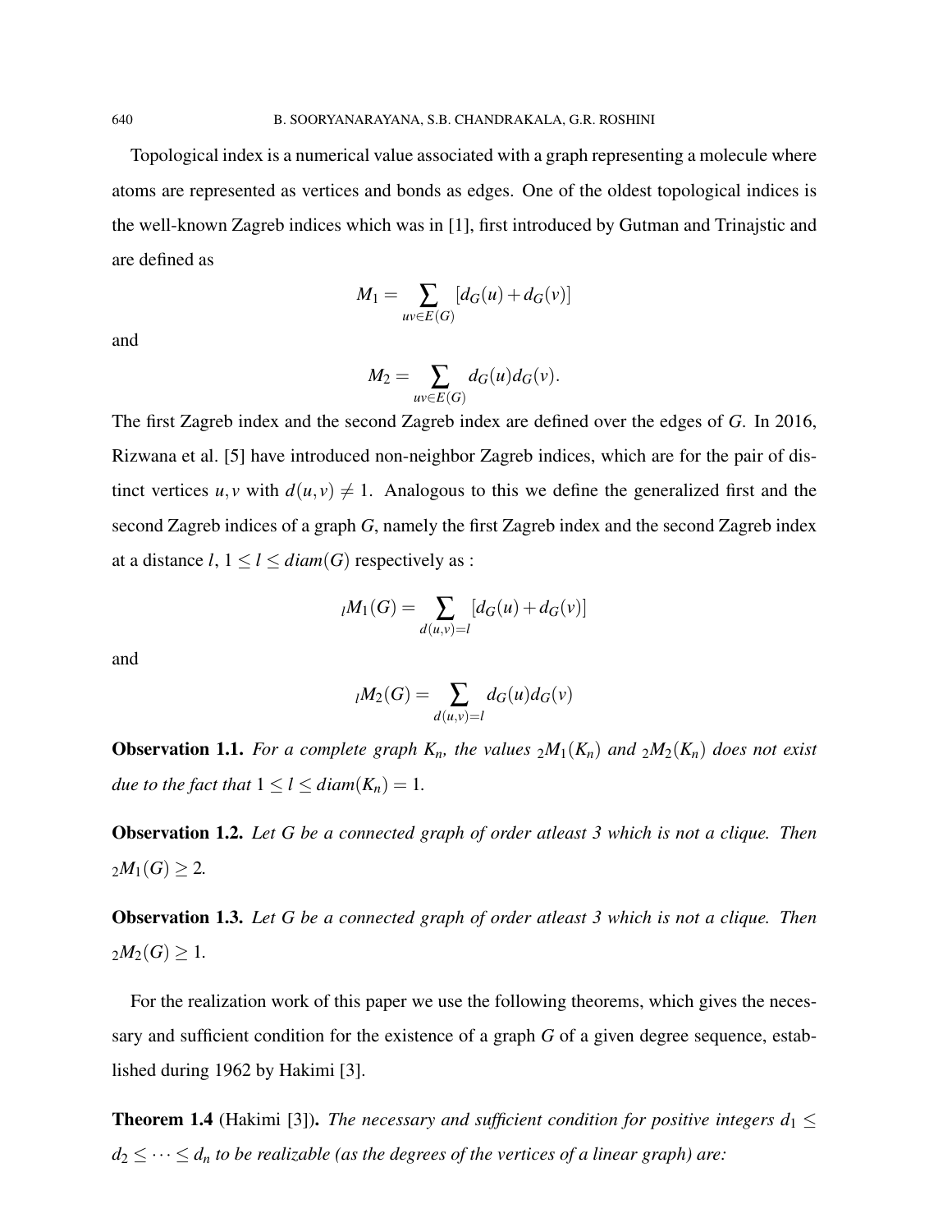Topological index is a numerical value associated with a graph representing a molecule where atoms are represented as vertices and bonds as edges. One of the oldest topological indices is the well-known Zagreb indices which was in [1], first introduced by Gutman and Trinajstic and are defined as

$$M_1 = \sum_{uv \in E(G)} [d_G(u) + d_G(v)]$$

and

$$M_2 = \sum_{uv \in E(G)} d_G(u) d_G(v).$$

The first Zagreb index and the second Zagreb index are defined over the edges of $G$. In 2016, Rizwana et al. [5] have introduced non-neighbor Zagreb indices, which are for the pair of distinct vertices $u, v$ with $d(u,v) \neq 1$. Analogous to this we define the generalized first and the second Zagreb indices of a graph $G$, namely the first Zagreb index and the second Zagreb index at a distance $l$, $1 \leq l \leq diam(G)$ respectively as :

$$_lM_1(G) = \sum_{d(u,v)=l} [d_G(u) + d_G(v)]$$

and

$$_lM_2(G) = \sum_{d(u,v)=l} d_G(u) d_G(v)$$

**Observation 1.1.** *For a complete graph $K_n$, the values $_2M_1(K_n)$ and $_2M_2(K_n)$ does not exist due to the fact that $1 \leq l \leq diam(K_n) = 1$.*

**Observation 1.2.** *Let $G$ be a connected graph of order atleast 3 which is not a clique. Then $_2M_1(G) \geq 2$.*

**Observation 1.3.** *Let $G$ be a connected graph of order atleast 3 which is not a clique. Then $_2M_2(G) \geq 1$.*

For the realization work of this paper we use the following theorems, which gives the necessary and sufficient condition for the existence of a graph $G$ of a given degree sequence, established during 1962 by Hakimi [3].

**Theorem 1.4** (Hakimi [3]). *The necessary and sufficient condition for positive integers $d_1 \leq d_2 \leq \cdots \leq d_n$ to be realizable (as the degrees of the vertices of a linear graph) are:*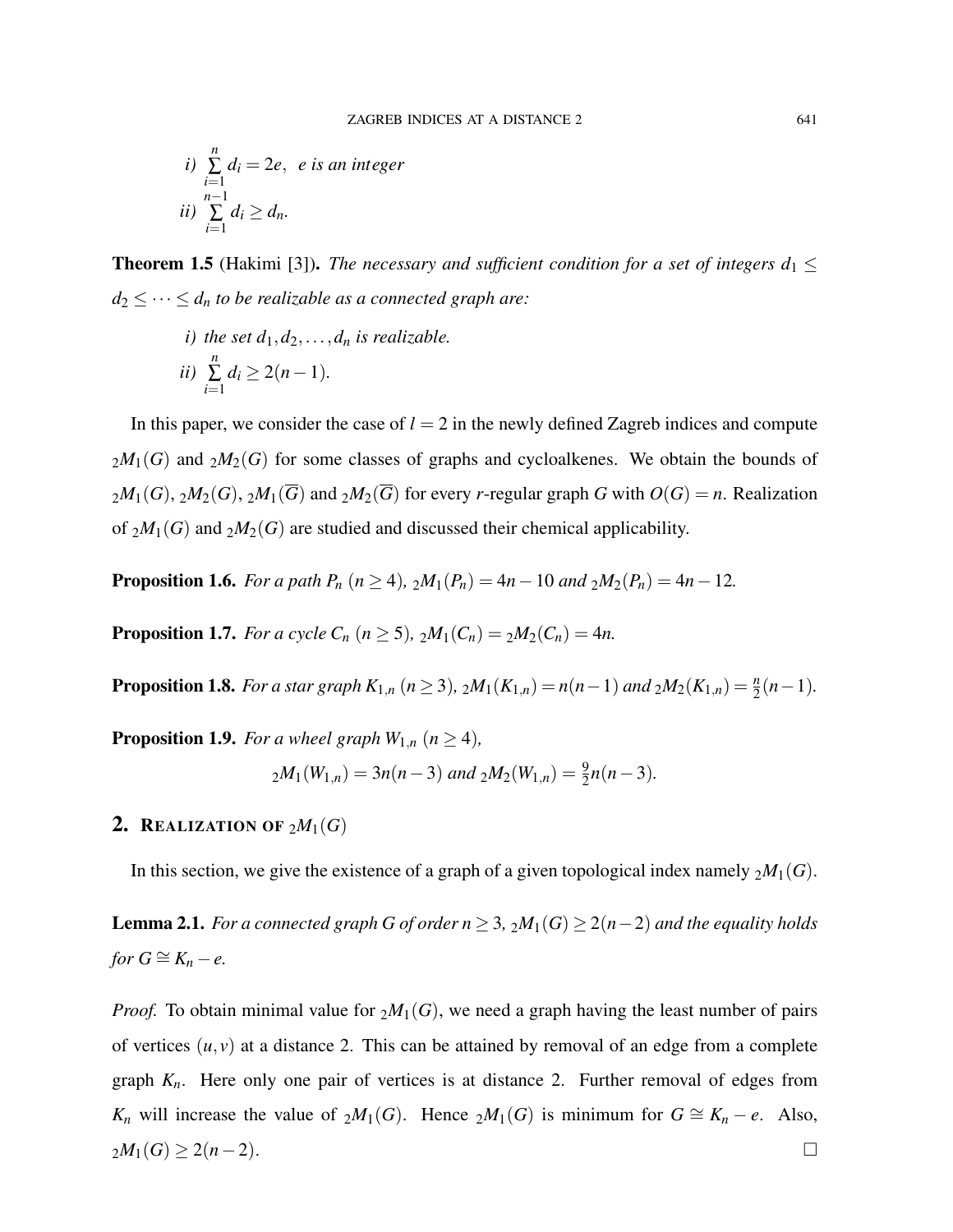*i)* $\sum_{i=1}^{n} d_i = 2e$, *e is an integer*

*ii)* $\sum_{i=1}^{n-1} d_i \geq d_n$.

**Theorem 1.5** (Hakimi [3]). *The necessary and sufficient condition for a set of integers $d_1 \leq d_2 \leq \cdots \leq d_n$ to be realizable as a connected graph are:*

*i) the set $d_1, d_2, \ldots, d_n$ is realizable.*

*ii)* $\sum_{i=1}^{n} d_i \geq 2(n-1)$.

In this paper, we consider the case of $l = 2$ in the newly defined Zagreb indices and compute ${}_2M_1(G)$ and ${}_2M_2(G)$ for some classes of graphs and cycloalkenes. We obtain the bounds of ${}_2M_1(G)$, ${}_2M_2(G)$, ${}_2M_1(\overline{G})$ and ${}_2M_2(\overline{G})$ for every $r$-regular graph $G$ with $O(G) = n$. Realization of ${}_2M_1(G)$ and ${}_2M_2(G)$ are studied and discussed their chemical applicability.

**Proposition 1.6.** *For a path $P_n$ $(n \geq 4)$, ${}_2M_1(P_n) = 4n - 10$ and ${}_2M_2(P_n) = 4n - 12$.*

**Proposition 1.7.** *For a cycle $C_n$ $(n \geq 5)$, ${}_2M_1(C_n) = {}_2M_2(C_n) = 4n$.*

**Proposition 1.8.** *For a star graph $K_{1,n}$ $(n \geq 3)$, ${}_2M_1(K_{1,n}) = n(n-1)$ and ${}_2M_2(K_{1,n}) = \frac{n}{2}(n-1)$.*

**Proposition 1.9.** *For a wheel graph $W_{1,n}$ $(n \geq 4)$,*

$${}_2M_1(W_{1,n}) = 3n(n-3) \text{ and } {}_2M_2(W_{1,n}) = \tfrac{9}{2}n(n-3).$$

## 2. Realization of ${}_2M_1(G)$

In this section, we give the existence of a graph of a given topological index namely ${}_2M_1(G)$.

**Lemma 2.1.** *For a connected graph $G$ of order $n \geq 3$, ${}_2M_1(G) \geq 2(n-2)$ and the equality holds for $G \cong K_n - e$.*

*Proof.* To obtain minimal value for ${}_2M_1(G)$, we need a graph having the least number of pairs of vertices $(u, v)$ at a distance 2. This can be attained by removal of an edge from a complete graph $K_n$. Here only one pair of vertices is at distance 2. Further removal of edges from $K_n$ will increase the value of ${}_2M_1(G)$. Hence ${}_2M_1(G)$ is minimum for $G \cong K_n - e$. Also, ${}_2M_1(G) \geq 2(n-2)$. $\square$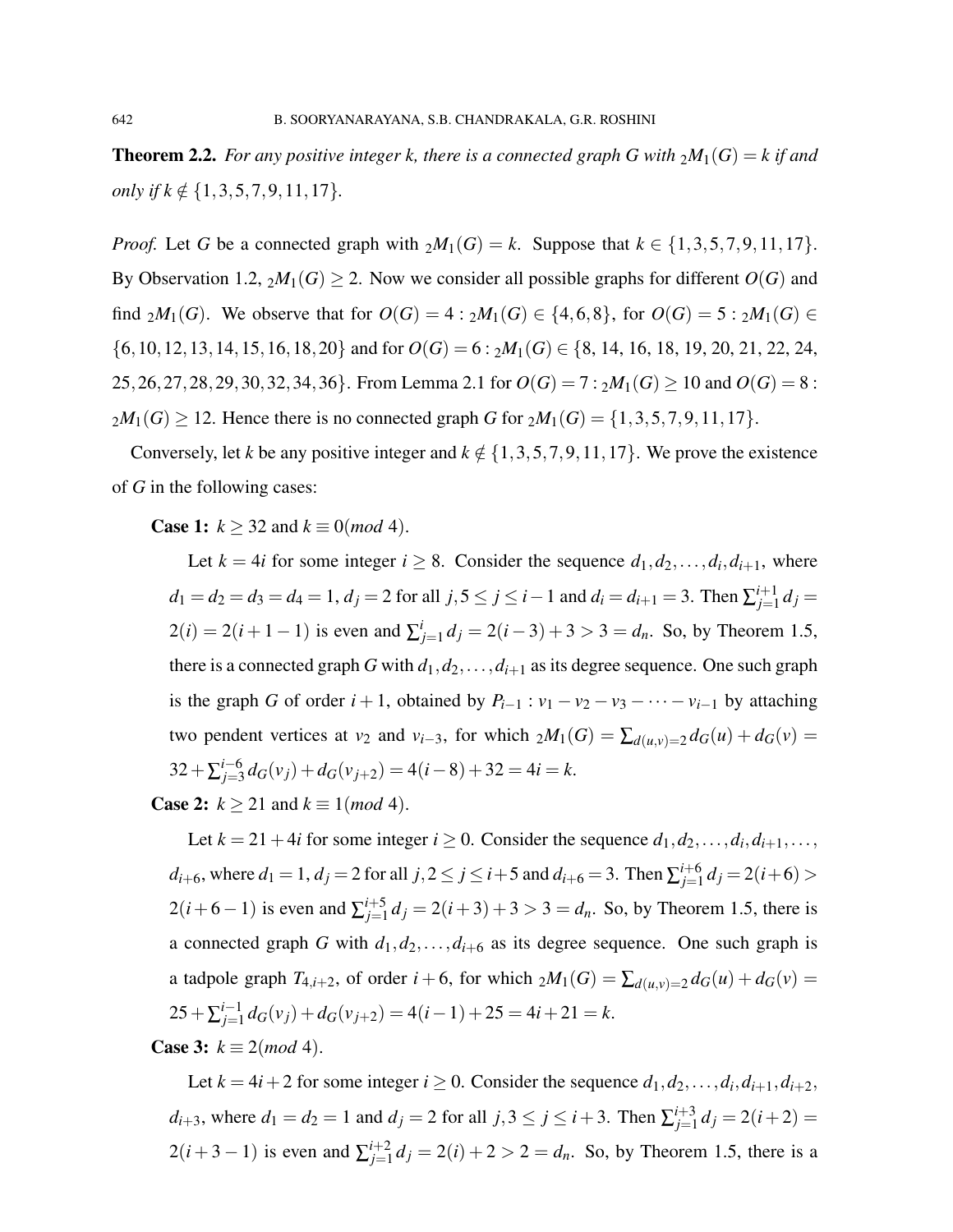**Theorem 2.2.** *For any positive integer k, there is a connected graph G with ${}_2M_1(G) = k$ if and only if $k \notin \{1,3,5,7,9,11,17\}$.*

*Proof.* Let $G$ be a connected graph with ${}_2M_1(G) = k$. Suppose that $k \in \{1,3,5,7,9,11,17\}$. By Observation 1.2, ${}_2M_1(G) \geq 2$. Now we consider all possible graphs for different $O(G)$ and find ${}_2M_1(G)$. We observe that for $O(G) = 4 : {}_2M_1(G) \in \{4,6,8\}$, for $O(G) = 5 : {}_2M_1(G) \in \{6,10,12,13,14,15,16,18,20\}$ and for $O(G) = 6 : {}_2M_1(G) \in \{8, 14, 16, 18, 19, 20, 21, 22, 24, 25,26,27,28,29,30,32,34,36\}$. From Lemma 2.1 for $O(G) = 7 : {}_2M_1(G) \geq 10$ and $O(G) = 8 :$ ${}_2M_1(G) \geq 12$. Hence there is no connected graph $G$ for ${}_2M_1(G) = \{1,3,5,7,9,11,17\}$.

Conversely, let $k$ be any positive integer and $k \notin \{1,3,5,7,9,11,17\}$. We prove the existence of $G$ in the following cases:

**Case 1:** $k \geq 32$ and $k \equiv 0(mod\ 4)$.

Let $k = 4i$ for some integer $i \geq 8$. Consider the sequence $d_1, d_2, \ldots, d_i, d_{i+1}$, where $d_1 = d_2 = d_3 = d_4 = 1$, $d_j = 2$ for all $j, 5 \leq j \leq i-1$ and $d_i = d_{i+1} = 3$. Then $\sum_{j=1}^{i+1} d_j = 2(i) = 2(i+1-1)$ is even and $\sum_{j=1}^{i} d_j = 2(i-3)+3 > 3 = d_n$. So, by Theorem 1.5, there is a connected graph $G$ with $d_1, d_2, \ldots, d_{i+1}$ as its degree sequence. One such graph is the graph $G$ of order $i+1$, obtained by $P_{i-1} : v_1 - v_2 - v_3 - \cdots - v_{i-1}$ by attaching two pendent vertices at $v_2$ and $v_{i-3}$, for which ${}_2M_1(G) = \sum_{d(u,v)=2} d_G(u) + d_G(v) = 32 + \sum_{j=3}^{i-6} d_G(v_j) + d_G(v_{j+2}) = 4(i-8) + 32 = 4i = k$.

**Case 2:** $k \geq 21$ and $k \equiv 1(mod\ 4)$.

Let $k = 21+4i$ for some integer $i \geq 0$. Consider the sequence $d_1, d_2, \ldots, d_i, d_{i+1}, \ldots, d_{i+6}$, where $d_1 = 1$, $d_j = 2$ for all $j, 2 \leq j \leq i+5$ and $d_{i+6} = 3$. Then $\sum_{j=1}^{i+6} d_j = 2(i+6) > 2(i+6-1)$ is even and $\sum_{j=1}^{i+5} d_j = 2(i+3)+3 > 3 = d_n$. So, by Theorem 1.5, there is a connected graph $G$ with $d_1, d_2, \ldots, d_{i+6}$ as its degree sequence. One such graph is a tadpole graph $T_{4,i+2}$, of order $i+6$, for which ${}_2M_1(G) = \sum_{d(u,v)=2} d_G(u) + d_G(v) = 25 + \sum_{j=1}^{i-1} d_G(v_j) + d_G(v_{j+2}) = 4(i-1) + 25 = 4i+21 = k$.

**Case 3:** $k \equiv 2(mod\ 4)$.

Let $k = 4i+2$ for some integer $i \geq 0$. Consider the sequence $d_1, d_2, \ldots, d_i, d_{i+1}, d_{i+2}, d_{i+3}$, where $d_1 = d_2 = 1$ and $d_j = 2$ for all $j, 3 \leq j \leq i+3$. Then $\sum_{j=1}^{i+3} d_j = 2(i+2) = 2(i+3-1)$ is even and $\sum_{j=1}^{i+2} d_j = 2(i)+2 > 2 = d_n$. So, by Theorem 1.5, there is a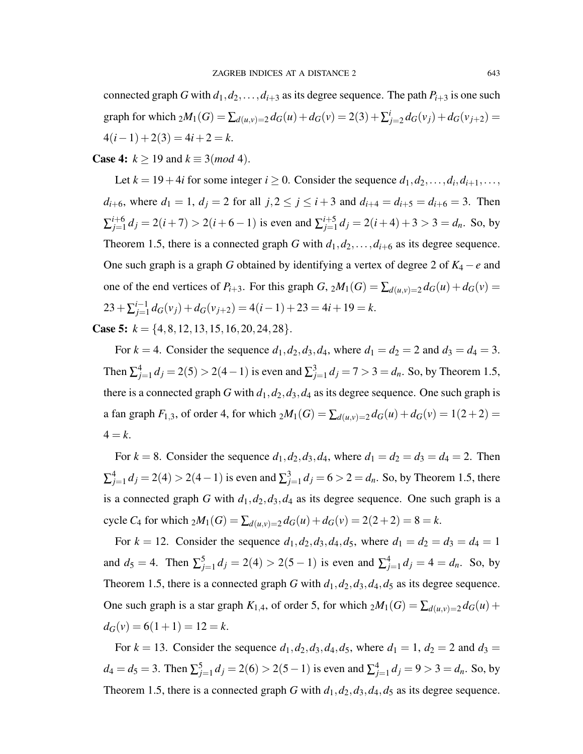connected graph $G$ with $d_1, d_2, \ldots, d_{i+3}$ as its degree sequence. The path $P_{i+3}$ is one such graph for which ${}_2M_1(G) = \sum_{d(u,v)=2} d_G(u) + d_G(v) = 2(3) + \sum_{j=2}^{i} d_G(v_j) + d_G(v_{j+2}) = 4(i-1) + 2(3) = 4i + 2 = k$.

**Case 4:** $k \geq 19$ and $k \equiv 3 (mod\ 4)$.

Let $k = 19 + 4i$ for some integer $i \geq 0$. Consider the sequence $d_1, d_2, \ldots, d_i, d_{i+1}, \ldots, d_{i+6}$, where $d_1 = 1$, $d_j = 2$ for all $j, 2 \leq j \leq i+3$ and $d_{i+4} = d_{i+5} = d_{i+6} = 3$. Then $\sum_{j=1}^{i+6} d_j = 2(i+7) > 2(i+6-1)$ is even and $\sum_{j=1}^{i+5} d_j = 2(i+4) + 3 > 3 = d_n$. So, by Theorem 1.5, there is a connected graph $G$ with $d_1, d_2, \ldots, d_{i+6}$ as its degree sequence. One such graph is a graph $G$ obtained by identifying a vertex of degree 2 of $K_4 - e$ and one of the end vertices of $P_{i+3}$. For this graph $G$, ${}_2M_1(G) = \sum_{d(u,v)=2} d_G(u) + d_G(v) = 23 + \sum_{j=1}^{i-1} d_G(v_j) + d_G(v_{j+2}) = 4(i-1) + 23 = 4i + 19 = k$.

**Case 5:** $k = \{4, 8, 12, 13, 15, 16, 20, 24, 28\}$.

For $k = 4$. Consider the sequence $d_1, d_2, d_3, d_4$, where $d_1 = d_2 = 2$ and $d_3 = d_4 = 3$. Then $\sum_{j=1}^{4} d_j = 2(5) > 2(4-1)$ is even and $\sum_{j=1}^{3} d_j = 7 > 3 = d_n$. So, by Theorem 1.5, there is a connected graph $G$ with $d_1, d_2, d_3, d_4$ as its degree sequence. One such graph is a fan graph $F_{1,3}$, of order 4, for which ${}_2M_1(G) = \sum_{d(u,v)=2} d_G(u) + d_G(v) = 1(2+2) = 4 = k$.

For $k = 8$. Consider the sequence $d_1, d_2, d_3, d_4$, where $d_1 = d_2 = d_3 = d_4 = 2$. Then $\sum_{j=1}^{4} d_j = 2(4) > 2(4-1)$ is even and $\sum_{j=1}^{3} d_j = 6 > 2 = d_n$. So, by Theorem 1.5, there is a connected graph $G$ with $d_1, d_2, d_3, d_4$ as its degree sequence. One such graph is a cycle $C_4$ for which ${}_2M_1(G) = \sum_{d(u,v)=2} d_G(u) + d_G(v) = 2(2+2) = 8 = k$.

For $k = 12$. Consider the sequence $d_1, d_2, d_3, d_4, d_5$, where $d_1 = d_2 = d_3 = d_4 = 1$ and $d_5 = 4$. Then $\sum_{j=1}^{5} d_j = 2(4) > 2(5-1)$ is even and $\sum_{j=1}^{4} d_j = 4 = d_n$. So, by Theorem 1.5, there is a connected graph $G$ with $d_1, d_2, d_3, d_4, d_5$ as its degree sequence. One such graph is a star graph $K_{1,4}$, of order 5, for which ${}_2M_1(G) = \sum_{d(u,v)=2} d_G(u) + d_G(v) = 6(1+1) = 12 = k$.

For $k = 13$. Consider the sequence $d_1, d_2, d_3, d_4, d_5$, where $d_1 = 1$, $d_2 = 2$ and $d_3 = d_4 = d_5 = 3$. Then $\sum_{j=1}^{5} d_j = 2(6) > 2(5-1)$ is even and $\sum_{j=1}^{4} d_j = 9 > 3 = d_n$. So, by Theorem 1.5, there is a connected graph $G$ with $d_1, d_2, d_3, d_4, d_5$ as its degree sequence.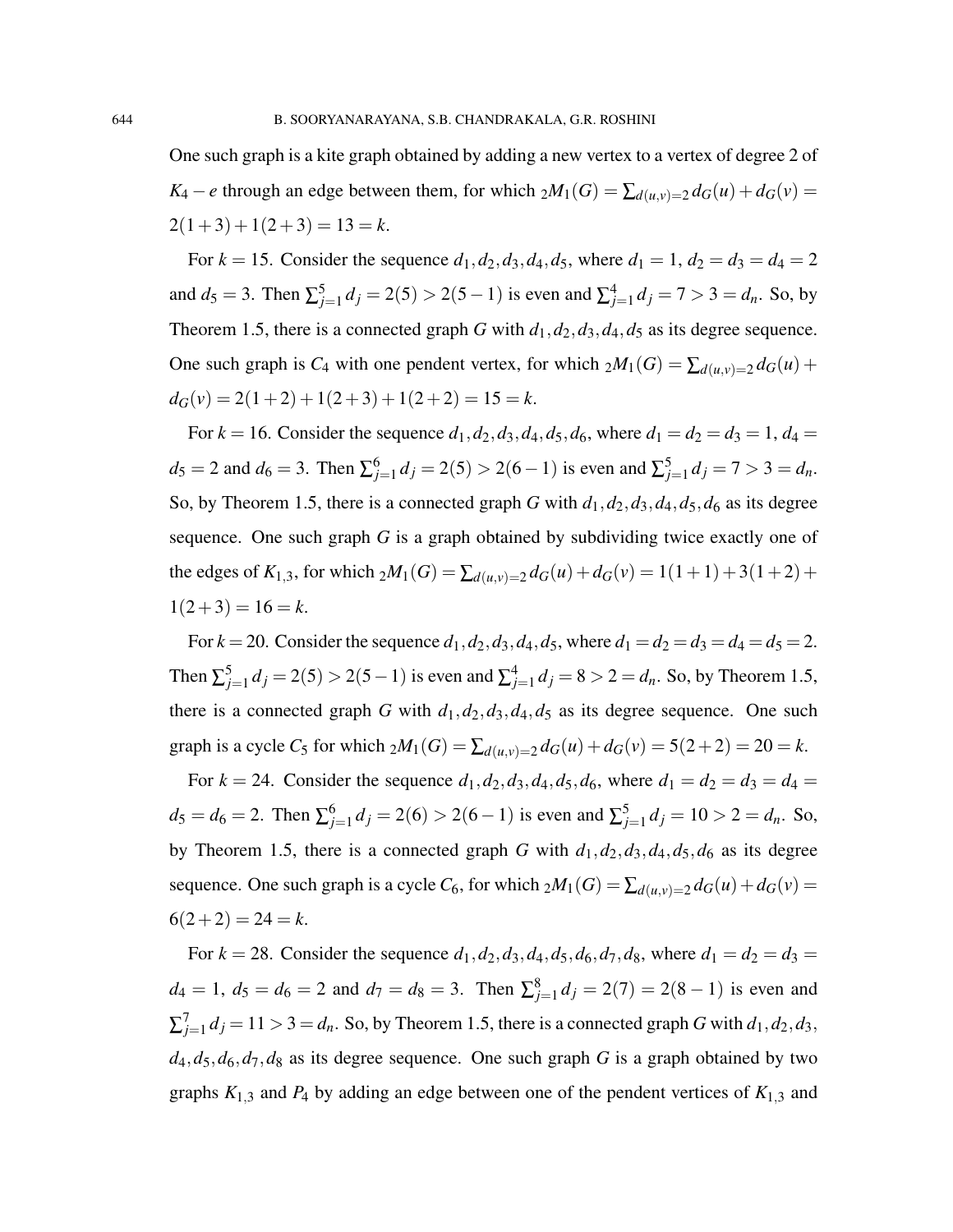One such graph is a kite graph obtained by adding a new vertex to a vertex of degree 2 of $K_4 - e$ through an edge between them, for which ${}_2M_1(G) = \sum_{d(u,v)=2} d_G(u) + d_G(v) = 2(1+3) + 1(2+3) = 13 = k$.

For $k = 15$. Consider the sequence $d_1, d_2, d_3, d_4, d_5$, where $d_1 = 1$, $d_2 = d_3 = d_4 = 2$ and $d_5 = 3$. Then $\sum_{j=1}^{5} d_j = 2(5) > 2(5-1)$ is even and $\sum_{j=1}^{4} d_j = 7 > 3 = d_n$. So, by Theorem 1.5, there is a connected graph $G$ with $d_1, d_2, d_3, d_4, d_5$ as its degree sequence. One such graph is $C_4$ with one pendent vertex, for which ${}_2M_1(G) = \sum_{d(u,v)=2} d_G(u) + d_G(v) = 2(1+2) + 1(2+3) + 1(2+2) = 15 = k$.

For $k = 16$. Consider the sequence $d_1, d_2, d_3, d_4, d_5, d_6$, where $d_1 = d_2 = d_3 = 1$, $d_4 = d_5 = 2$ and $d_6 = 3$. Then $\sum_{j=1}^{6} d_j = 2(5) > 2(6-1)$ is even and $\sum_{j=1}^{5} d_j = 7 > 3 = d_n$. So, by Theorem 1.5, there is a connected graph $G$ with $d_1, d_2, d_3, d_4, d_5, d_6$ as its degree sequence. One such graph $G$ is a graph obtained by subdividing twice exactly one of the edges of $K_{1,3}$, for which ${}_2M_1(G) = \sum_{d(u,v)=2} d_G(u) + d_G(v) = 1(1+1) + 3(1+2) + 1(2+3) = 16 = k$.

For $k = 20$. Consider the sequence $d_1, d_2, d_3, d_4, d_5$, where $d_1 = d_2 = d_3 = d_4 = d_5 = 2$. Then $\sum_{j=1}^{5} d_j = 2(5) > 2(5-1)$ is even and $\sum_{j=1}^{4} d_j = 8 > 2 = d_n$. So, by Theorem 1.5, there is a connected graph $G$ with $d_1, d_2, d_3, d_4, d_5$ as its degree sequence. One such graph is a cycle $C_5$ for which ${}_2M_1(G) = \sum_{d(u,v)=2} d_G(u) + d_G(v) = 5(2+2) = 20 = k$.

For $k = 24$. Consider the sequence $d_1, d_2, d_3, d_4, d_5, d_6$, where $d_1 = d_2 = d_3 = d_4 = d_5 = d_6 = 2$. Then $\sum_{j=1}^{6} d_j = 2(6) > 2(6-1)$ is even and $\sum_{j=1}^{5} d_j = 10 > 2 = d_n$. So, by Theorem 1.5, there is a connected graph $G$ with $d_1, d_2, d_3, d_4, d_5, d_6$ as its degree sequence. One such graph is a cycle $C_6$, for which ${}_2M_1(G) = \sum_{d(u,v)=2} d_G(u) + d_G(v) = 6(2+2) = 24 = k$.

For $k = 28$. Consider the sequence $d_1, d_2, d_3, d_4, d_5, d_6, d_7, d_8$, where $d_1 = d_2 = d_3 = d_4 = 1$, $d_5 = d_6 = 2$ and $d_7 = d_8 = 3$. Then $\sum_{j=1}^{8} d_j = 2(7) = 2(8-1)$ is even and $\sum_{j=1}^{7} d_j = 11 > 3 = d_n$. So, by Theorem 1.5, there is a connected graph $G$ with $d_1, d_2, d_3, d_4, d_5, d_6, d_7, d_8$ as its degree sequence. One such graph $G$ is a graph obtained by two graphs $K_{1,3}$ and $P_4$ by adding an edge between one of the pendent vertices of $K_{1,3}$ and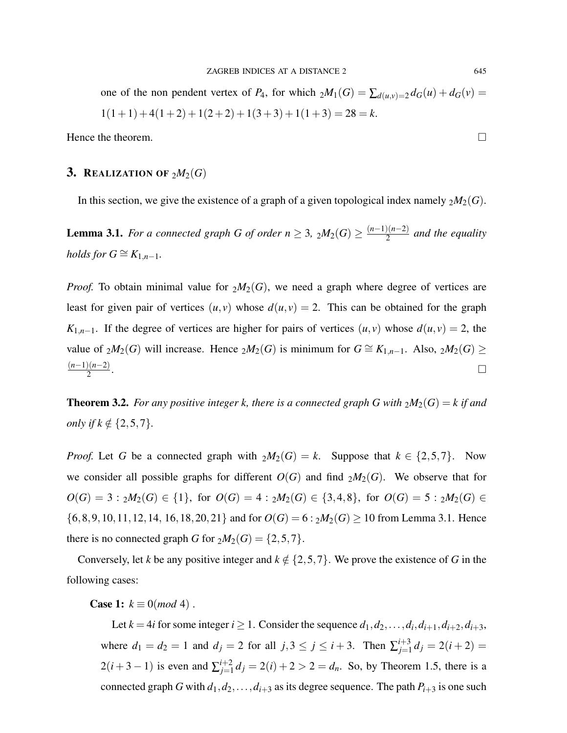one of the non pendent vertex of $P_4$, for which ${}_2M_1(G) = \sum_{d(u,v)=2} d_G(u) + d_G(v) = 1(1+1) + 4(1+2) + 1(2+2) + 1(3+3) + 1(1+3) = 28 = k$.

Hence the theorem. □

## 3. Realization of ${}_2M_2(G)$

In this section, we give the existence of a graph of a given topological index namely ${}_2M_2(G)$.

**Lemma 3.1.** *For a connected graph $G$ of order $n \geq 3$, ${}_2M_2(G) \geq \frac{(n-1)(n-2)}{2}$ and the equality holds for $G \cong K_{1,n-1}$.*

*Proof.* To obtain minimal value for ${}_2M_2(G)$, we need a graph where degree of vertices are least for given pair of vertices $(u,v)$ whose $d(u,v) = 2$. This can be obtained for the graph $K_{1,n-1}$. If the degree of vertices are higher for pairs of vertices $(u,v)$ whose $d(u,v) = 2$, the value of ${}_2M_2(G)$ will increase. Hence ${}_2M_2(G)$ is minimum for $G \cong K_{1,n-1}$. Also, ${}_2M_2(G) \geq \frac{(n-1)(n-2)}{2}$. □

**Theorem 3.2.** *For any positive integer $k$, there is a connected graph $G$ with ${}_2M_2(G) = k$ if and only if $k \notin \{2,5,7\}$.*

*Proof.* Let $G$ be a connected graph with ${}_2M_2(G) = k$. Suppose that $k \in \{2,5,7\}$. Now we consider all possible graphs for different $O(G)$ and find ${}_2M_2(G)$. We observe that for $O(G) = 3 : {}_2M_2(G) \in \{1\}$, for $O(G) = 4 : {}_2M_2(G) \in \{3,4,8\}$, for $O(G) = 5 : {}_2M_2(G) \in \{6,8,9,10,11,12,14,16,18,20,21\}$ and for $O(G) = 6 : {}_2M_2(G) \geq 10$ from Lemma 3.1. Hence there is no connected graph $G$ for ${}_2M_2(G) = \{2,5,7\}$.

Conversely, let $k$ be any positive integer and $k \notin \{2,5,7\}$. We prove the existence of $G$ in the following cases:

**Case 1:** $k \equiv 0 (mod\ 4)$ .

Let $k = 4i$ for some integer $i \geq 1$. Consider the sequence $d_1, d_2, \ldots, d_i, d_{i+1}, d_{i+2}, d_{i+3}$, where $d_1 = d_2 = 1$ and $d_j = 2$ for all $j, 3 \leq j \leq i+3$. Then $\sum_{j=1}^{i+3} d_j = 2(i+2) = 2(i+3-1)$ is even and $\sum_{j=1}^{i+2} d_j = 2(i) + 2 > 2 = d_n$. So, by Theorem 1.5, there is a connected graph $G$ with $d_1, d_2, \ldots, d_{i+3}$ as its degree sequence. The path $P_{i+3}$ is one such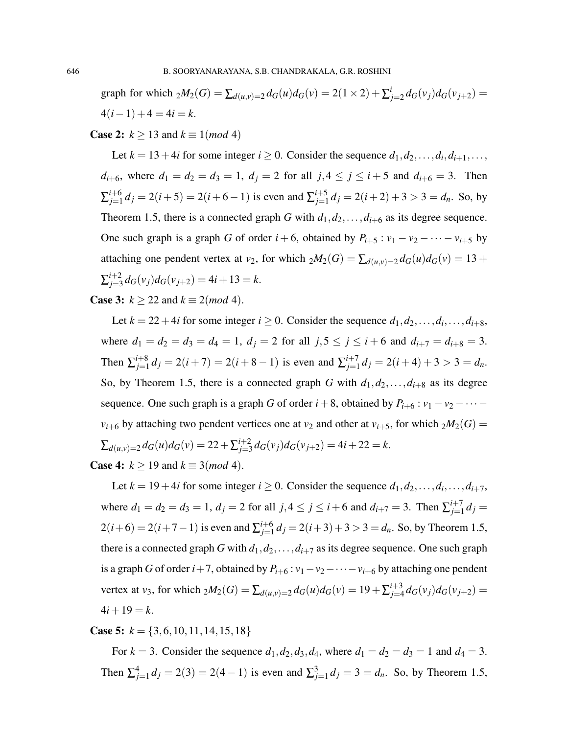graph for which ${}_2M_2(G) = \sum_{d(u,v)=2} d_G(u)d_G(v) = 2(1 \times 2) + \sum_{j=2}^{i} d_G(v_j)d_G(v_{j+2}) = 4(i-1) + 4 = 4i = k$.

**Case 2:** $k \geq 13$ and $k \equiv 1(mod\ 4)$

Let $k = 13 + 4i$ for some integer $i \geq 0$. Consider the sequence $d_1, d_2, \ldots, d_i, d_{i+1}, \ldots, d_{i+6}$, where $d_1 = d_2 = d_3 = 1$, $d_j = 2$ for all $j, 4 \leq j \leq i+5$ and $d_{i+6} = 3$. Then $\sum_{j=1}^{i+6} d_j = 2(i+5) = 2(i+6-1)$ is even and $\sum_{j=1}^{i+5} d_j = 2(i+2) + 3 > 3 = d_n$. So, by Theorem 1.5, there is a connected graph $G$ with $d_1, d_2, \ldots, d_{i+6}$ as its degree sequence. One such graph is a graph $G$ of order $i+6$, obtained by $P_{i+5} : v_1 - v_2 - \cdots - v_{i+5}$ by attaching one pendent vertex at $v_2$, for which ${}_2M_2(G) = \sum_{d(u,v)=2} d_G(u)d_G(v) = 13 + \sum_{j=3}^{i+2} d_G(v_j)d_G(v_{j+2}) = 4i + 13 = k$.

**Case 3:** $k \geq 22$ and $k \equiv 2(mod\ 4)$.

Let $k = 22 + 4i$ for some integer $i \geq 0$. Consider the sequence $d_1, d_2, \ldots, d_i, \ldots, d_{i+8}$, where $d_1 = d_2 = d_3 = d_4 = 1$, $d_j = 2$ for all $j, 5 \leq j \leq i+6$ and $d_{i+7} = d_{i+8} = 3$. Then $\sum_{j=1}^{i+8} d_j = 2(i+7) = 2(i+8-1)$ is even and $\sum_{j=1}^{i+7} d_j = 2(i+4) + 3 > 3 = d_n$. So, by Theorem 1.5, there is a connected graph $G$ with $d_1, d_2, \ldots, d_{i+8}$ as its degree sequence. One such graph is a graph $G$ of order $i+8$, obtained by $P_{i+6} : v_1 - v_2 - \cdots - v_{i+6}$ by attaching two pendent vertices one at $v_2$ and other at $v_{i+5}$, for which ${}_2M_2(G) = \sum_{d(u,v)=2} d_G(u)d_G(v) = 22 + \sum_{j=3}^{i+2} d_G(v_j)d_G(v_{j+2}) = 4i + 22 = k$.

**Case 4:** $k \geq 19$ and $k \equiv 3(mod\ 4)$.

Let $k = 19 + 4i$ for some integer $i \geq 0$. Consider the sequence $d_1, d_2, \ldots, d_i, \ldots, d_{i+7}$, where $d_1 = d_2 = d_3 = 1$, $d_j = 2$ for all $j, 4 \leq j \leq i+6$ and $d_{i+7} = 3$. Then $\sum_{j=1}^{i+7} d_j = 2(i+6) = 2(i+7-1)$ is even and $\sum_{j=1}^{i+6} d_j = 2(i+3) + 3 > 3 = d_n$. So, by Theorem 1.5, there is a connected graph $G$ with $d_1, d_2, \ldots, d_{i+7}$ as its degree sequence. One such graph is a graph $G$ of order $i+7$, obtained by $P_{i+6} : v_1 - v_2 - \cdots - v_{i+6}$ by attaching one pendent vertex at $v_3$, for which ${}_2M_2(G) = \sum_{d(u,v)=2} d_G(u)d_G(v) = 19 + \sum_{j=4}^{i+3} d_G(v_j)d_G(v_{j+2}) = 4i + 19 = k$.

**Case 5:** $k = \{3, 6, 10, 11, 14, 15, 18\}$

For $k = 3$. Consider the sequence $d_1, d_2, d_3, d_4$, where $d_1 = d_2 = d_3 = 1$ and $d_4 = 3$. Then $\sum_{j=1}^{4} d_j = 2(3) = 2(4-1)$ is even and $\sum_{j=1}^{3} d_j = 3 = d_n$. So, by Theorem 1.5,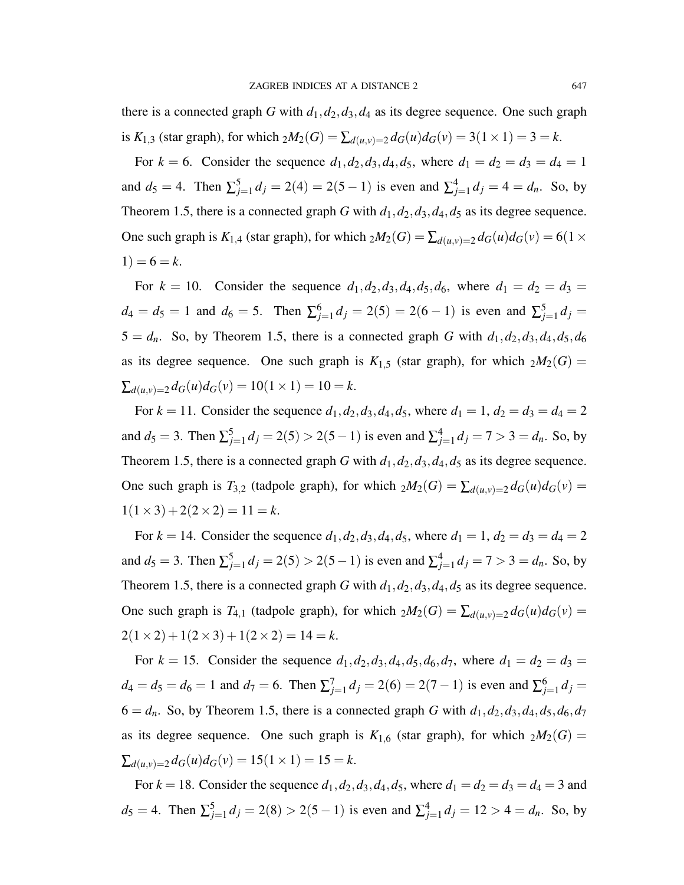there is a connected graph $G$ with $d_1, d_2, d_3, d_4$ as its degree sequence. One such graph is $K_{1,3}$ (star graph), for which ${}_2M_2(G) = \sum_{d(u,v)=2} d_G(u)d_G(v) = 3(1 \times 1) = 3 = k$.

For $k = 6$. Consider the sequence $d_1, d_2, d_3, d_4, d_5$, where $d_1 = d_2 = d_3 = d_4 = 1$ and $d_5 = 4$. Then $\sum_{j=1}^{5} d_j = 2(4) = 2(5-1)$ is even and $\sum_{j=1}^{4} d_j = 4 = d_n$. So, by Theorem 1.5, there is a connected graph $G$ with $d_1, d_2, d_3, d_4, d_5$ as its degree sequence. One such graph is $K_{1,4}$ (star graph), for which ${}_2M_2(G) = \sum_{d(u,v)=2} d_G(u)d_G(v) = 6(1 \times 1) = 6 = k$.

For $k = 10$. Consider the sequence $d_1, d_2, d_3, d_4, d_5, d_6$, where $d_1 = d_2 = d_3 = d_4 = d_5 = 1$ and $d_6 = 5$. Then $\sum_{j=1}^{6} d_j = 2(5) = 2(6-1)$ is even and $\sum_{j=1}^{5} d_j = 5 = d_n$. So, by Theorem 1.5, there is a connected graph $G$ with $d_1, d_2, d_3, d_4, d_5, d_6$ as its degree sequence. One such graph is $K_{1,5}$ (star graph), for which ${}_2M_2(G) = \sum_{d(u,v)=2} d_G(u)d_G(v) = 10(1 \times 1) = 10 = k$.

For $k = 11$. Consider the sequence $d_1, d_2, d_3, d_4, d_5$, where $d_1 = 1$, $d_2 = d_3 = d_4 = 2$ and $d_5 = 3$. Then $\sum_{j=1}^{5} d_j = 2(5) > 2(5-1)$ is even and $\sum_{j=1}^{4} d_j = 7 > 3 = d_n$. So, by Theorem 1.5, there is a connected graph $G$ with $d_1, d_2, d_3, d_4, d_5$ as its degree sequence. One such graph is $T_{3,2}$ (tadpole graph), for which ${}_2M_2(G) = \sum_{d(u,v)=2} d_G(u)d_G(v) = 1(1 \times 3) + 2(2 \times 2) = 11 = k$.

For $k = 14$. Consider the sequence $d_1, d_2, d_3, d_4, d_5$, where $d_1 = 1$, $d_2 = d_3 = d_4 = 2$ and $d_5 = 3$. Then $\sum_{j=1}^{5} d_j = 2(5) > 2(5-1)$ is even and $\sum_{j=1}^{4} d_j = 7 > 3 = d_n$. So, by Theorem 1.5, there is a connected graph $G$ with $d_1, d_2, d_3, d_4, d_5$ as its degree sequence. One such graph is $T_{4,1}$ (tadpole graph), for which ${}_2M_2(G) = \sum_{d(u,v)=2} d_G(u)d_G(v) = 2(1 \times 2) + 1(2 \times 3) + 1(2 \times 2) = 14 = k$.

For $k = 15$. Consider the sequence $d_1, d_2, d_3, d_4, d_5, d_6, d_7$, where $d_1 = d_2 = d_3 = d_4 = d_5 = d_6 = 1$ and $d_7 = 6$. Then $\sum_{j=1}^{7} d_j = 2(6) = 2(7-1)$ is even and $\sum_{j=1}^{6} d_j = 6 = d_n$. So, by Theorem 1.5, there is a connected graph $G$ with $d_1, d_2, d_3, d_4, d_5, d_6, d_7$ as its degree sequence. One such graph is $K_{1,6}$ (star graph), for which ${}_2M_2(G) = \sum_{d(u,v)=2} d_G(u)d_G(v) = 15(1 \times 1) = 15 = k$.

For $k = 18$. Consider the sequence $d_1, d_2, d_3, d_4, d_5$, where $d_1 = d_2 = d_3 = d_4 = 3$ and $d_5 = 4$. Then $\sum_{j=1}^{5} d_j = 2(8) > 2(5-1)$ is even and $\sum_{j=1}^{4} d_j = 12 > 4 = d_n$. So, by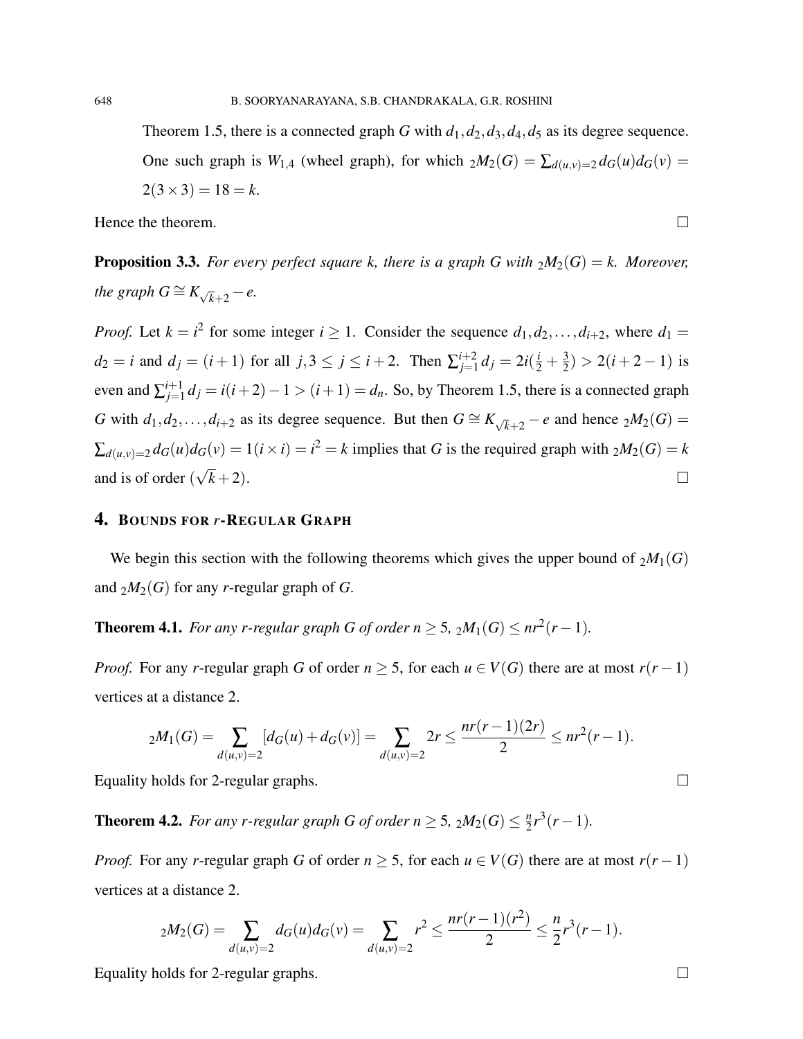Theorem 1.5, there is a connected graph $G$ with $d_1, d_2, d_3, d_4, d_5$ as its degree sequence. One such graph is $W_{1,4}$ (wheel graph), for which ${}_2M_2(G) = \sum_{d(u,v)=2} d_G(u)d_G(v) = 2(3\times 3) = 18 = k$.

Hence the theorem. □

**Proposition 3.3.** *For every perfect square $k$, there is a graph $G$ with ${}_2M_2(G) = k$. Moreover, the graph $G \cong K_{\sqrt{k}+2} - e$.*

*Proof.* Let $k = i^2$ for some integer $i \geq 1$. Consider the sequence $d_1, d_2, \ldots, d_{i+2}$, where $d_1 = d_2 = i$ and $d_j = (i+1)$ for all $j, 3 \leq j \leq i+2$. Then $\sum_{j=1}^{i+2} d_j = 2i(\frac{i}{2} + \frac{3}{2}) > 2(i+2-1)$ is even and $\sum_{j=1}^{i+1} d_j = i(i+2) - 1 > (i+1) = d_n$. So, by Theorem 1.5, there is a connected graph $G$ with $d_1, d_2, \ldots, d_{i+2}$ as its degree sequence. But then $G \cong K_{\sqrt{k}+2} - e$ and hence ${}_2M_2(G) = \sum_{d(u,v)=2} d_G(u)d_G(v) = 1(i \times i) = i^2 = k$ implies that $G$ is the required graph with ${}_2M_2(G) = k$ and is of order $(\sqrt{k}+2)$. □

## 4. Bounds for $r$-Regular Graph

We begin this section with the following theorems which gives the upper bound of ${}_2M_1(G)$ and ${}_2M_2(G)$ for any $r$-regular graph of $G$.

**Theorem 4.1.** *For any $r$-regular graph $G$ of order $n \geq 5$, ${}_2M_1(G) \leq nr^2(r-1)$.*

*Proof.* For any $r$-regular graph $G$ of order $n \geq 5$, for each $u \in V(G)$ there are at most $r(r-1)$ vertices at a distance 2.

$$ {}_2M_1(G) = \sum_{d(u,v)=2} [d_G(u) + d_G(v)] = \sum_{d(u,v)=2} 2r \leq \frac{nr(r-1)(2r)}{2} \leq nr^2(r-1). $$

Equality holds for 2-regular graphs. □

**Theorem 4.2.** *For any $r$-regular graph $G$ of order $n \geq 5$, ${}_2M_2(G) \leq \frac{n}{2}r^3(r-1)$.*

*Proof.* For any $r$-regular graph $G$ of order $n \geq 5$, for each $u \in V(G)$ there are at most $r(r-1)$ vertices at a distance 2.

$$ {}_2M_2(G) = \sum_{d(u,v)=2} d_G(u)d_G(v) = \sum_{d(u,v)=2} r^2 \leq \frac{nr(r-1)(r^2)}{2} \leq \frac{n}{2}r^3(r-1). $$

Equality holds for 2-regular graphs. □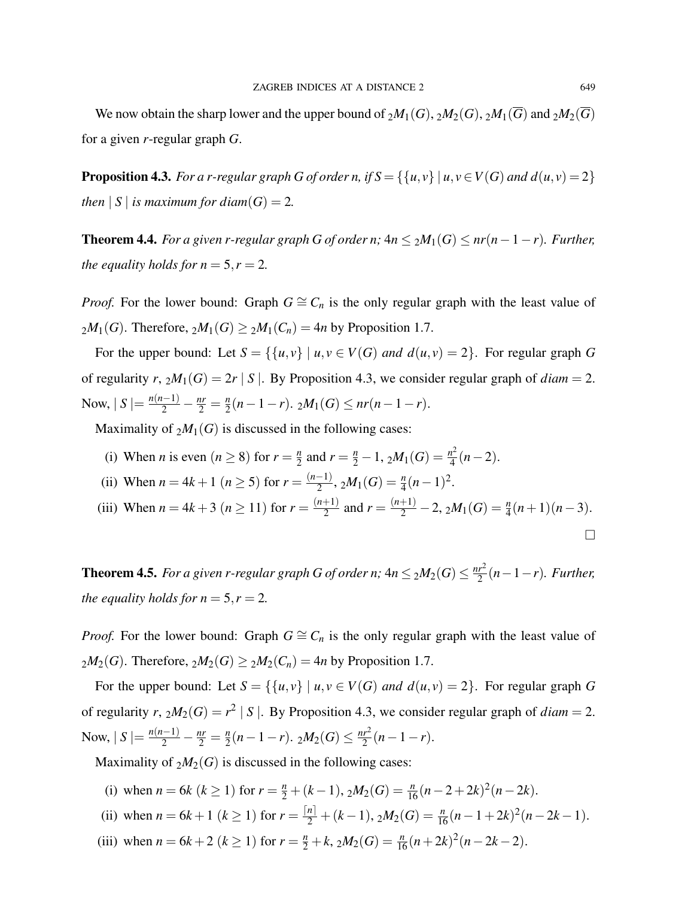We now obtain the sharp lower and the upper bound of ${}_2M_1(G)$, ${}_2M_2(G)$, ${}_2M_1(\overline{G})$ and ${}_2M_2(\overline{G})$ for a given $r$-regular graph $G$.

**Proposition 4.3.** *For a r-regular graph G of order n, if $S = \{\{u,v\} \mid u,v \in V(G)$ and $d(u,v) = 2\}$ then $\mid S \mid$ is maximum for diam$(G) = 2$.*

**Theorem 4.4.** *For a given r-regular graph G of order n; $4n \leq {}_2M_1(G) \leq nr(n-1-r)$. Further, the equality holds for $n = 5, r = 2$.*

*Proof.* For the lower bound: Graph $G \cong C_n$ is the only regular graph with the least value of ${}_2M_1(G)$. Therefore, ${}_2M_1(G) \geq {}_2M_1(C_n) = 4n$ by Proposition 1.7.

For the upper bound: Let $S = \{\{u,v\} \mid u,v \in V(G)$ *and* $d(u,v) = 2\}$. For regular graph $G$ of regularity $r$, ${}_2M_1(G) = 2r \mid S \mid$. By Proposition 4.3, we consider regular graph of *diam* $= 2$. Now, $\mid S \mid = \frac{n(n-1)}{2} - \frac{nr}{2} = \frac{n}{2}(n-1-r)$. ${}_2M_1(G) \leq nr(n-1-r)$.

Maximality of ${}_2M_1(G)$ is discussed in the following cases:

(i) When $n$ is even $(n \geq 8)$ for $r = \frac{n}{2}$ and $r = \frac{n}{2} - 1$, ${}_2M_1(G) = \frac{n^2}{4}(n-2)$.

(ii) When $n = 4k+1$ $(n \geq 5)$ for $r = \frac{(n-1)}{2}$, ${}_2M_1(G) = \frac{n}{4}(n-1)^2$.

(iii) When $n = 4k+3$ $(n \geq 11)$ for $r = \frac{(n+1)}{2}$ and $r = \frac{(n+1)}{2} - 2$, ${}_2M_1(G) = \frac{n}{4}(n+1)(n-3)$.

□

**Theorem 4.5.** *For a given r-regular graph G of order n; $4n \leq {}_2M_2(G) \leq \frac{nr^2}{2}(n-1-r)$. Further, the equality holds for $n = 5, r = 2$.*

*Proof.* For the lower bound: Graph $G \cong C_n$ is the only regular graph with the least value of ${}_2M_2(G)$. Therefore, ${}_2M_2(G) \geq {}_2M_2(C_n) = 4n$ by Proposition 1.7.

For the upper bound: Let $S = \{\{u,v\} \mid u,v \in V(G)$ *and* $d(u,v) = 2\}$. For regular graph $G$ of regularity $r$, ${}_2M_2(G) = r^2 \mid S \mid$. By Proposition 4.3, we consider regular graph of *diam* $= 2$. Now, $\mid S \mid = \frac{n(n-1)}{2} - \frac{nr}{2} = \frac{n}{2}(n-1-r)$. ${}_2M_2(G) \leq \frac{nr^2}{2}(n-1-r)$.

Maximality of ${}_2M_2(G)$ is discussed in the following cases:

(i) when $n = 6k$ $(k \geq 1)$ for $r = \frac{n}{2} + (k-1)$, ${}_2M_2(G) = \frac{n}{16}(n-2+2k)^2(n-2k)$.

(ii) when $n = 6k+1$ $(k \geq 1)$ for $r = \frac{\lceil n \rceil}{2} + (k-1)$, ${}_2M_2(G) = \frac{n}{16}(n-1+2k)^2(n-2k-1)$.

(iii) when $n = 6k+2$ $(k \geq 1)$ for $r = \frac{n}{2} + k$, ${}_2M_2(G) = \frac{n}{16}(n+2k)^2(n-2k-2)$.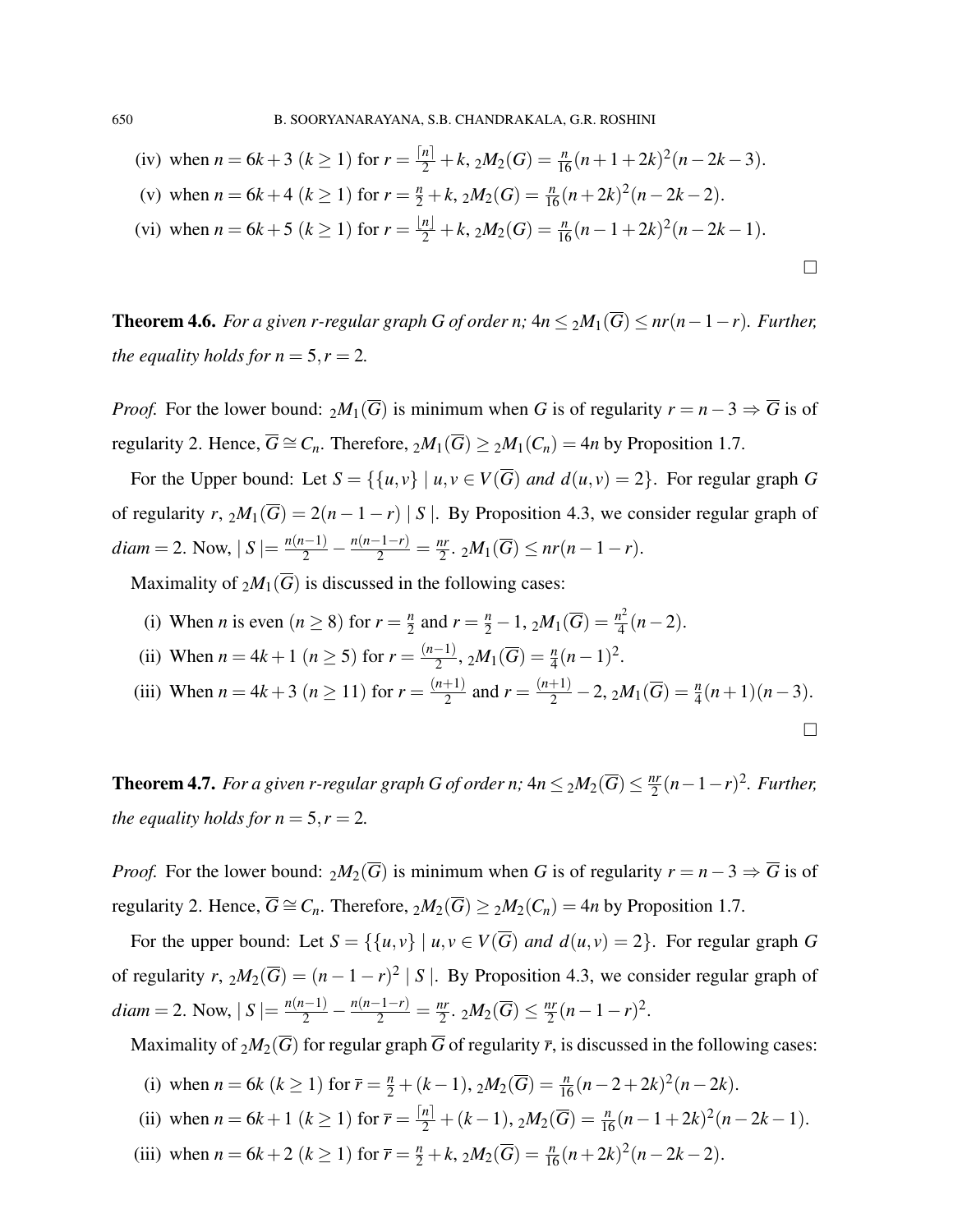(iv) when $n = 6k+3$ $(k \geq 1)$ for $r = \frac{\lceil n \rceil}{2} + k$, ${}_2M_2(G) = \frac{n}{16}(n+1+2k)^2(n-2k-3)$.

(v) when $n = 6k+4$ $(k \geq 1)$ for $r = \frac{n}{2} + k$, ${}_2M_2(G) = \frac{n}{16}(n+2k)^2(n-2k-2)$.

(vi) when $n = 6k+5$ $(k \geq 1)$ for $r = \frac{\lfloor n \rfloor}{2} + k$, ${}_2M_2(G) = \frac{n}{16}(n-1+2k)^2(n-2k-1)$.

□

**Theorem 4.6.** *For a given r-regular graph G of order n; $4n \leq {}_2M_1(\overline{G}) \leq nr(n-1-r)$. Further, the equality holds for $n = 5, r = 2$.*

*Proof.* For the lower bound: ${}_2M_1(\overline{G})$ is minimum when $G$ is of regularity $r = n-3 \Rightarrow \overline{G}$ is of regularity 2. Hence, $\overline{G} \cong C_n$. Therefore, ${}_2M_1(\overline{G}) \geq {}_2M_1(C_n) = 4n$ by Proposition 1.7.

For the Upper bound: Let $S = \{\{u,v\} \mid u,v \in V(\overline{G}) \textit{ and } d(u,v) = 2\}$. For regular graph $G$ of regularity $r$, ${}_2M_1(\overline{G}) = 2(n-1-r) \mid S \mid$. By Proposition 4.3, we consider regular graph of $diam = 2$. Now, $\mid S \mid = \frac{n(n-1)}{2} - \frac{n(n-1-r)}{2} = \frac{nr}{2}$. ${}_2M_1(\overline{G}) \leq nr(n-1-r)$.

Maximality of ${}_2M_1(\overline{G})$ is discussed in the following cases:

(i) When $n$ is even $(n \geq 8)$ for $r = \frac{n}{2}$ and $r = \frac{n}{2} - 1$, ${}_2M_1(\overline{G}) = \frac{n^2}{4}(n-2)$.

(ii) When $n = 4k+1$ $(n \geq 5)$ for $r = \frac{(n-1)}{2}$, ${}_2M_1(\overline{G}) = \frac{n}{4}(n-1)^2$.

(iii) When $n = 4k+3$ $(n \geq 11)$ for $r = \frac{(n+1)}{2}$ and $r = \frac{(n+1)}{2} - 2$, ${}_2M_1(\overline{G}) = \frac{n}{4}(n+1)(n-3)$.

□

**Theorem 4.7.** *For a given r-regular graph G of order n; $4n \leq {}_2M_2(\overline{G}) \leq \frac{nr}{2}(n-1-r)^2$. Further, the equality holds for $n = 5, r = 2$.*

*Proof.* For the lower bound: ${}_2M_2(\overline{G})$ is minimum when $G$ is of regularity $r = n-3 \Rightarrow \overline{G}$ is of regularity 2. Hence, $\overline{G} \cong C_n$. Therefore, ${}_2M_2(\overline{G}) \geq {}_2M_2(C_n) = 4n$ by Proposition 1.7.

For the upper bound: Let $S = \{\{u,v\} \mid u,v \in V(\overline{G}) \textit{ and } d(u,v) = 2\}$. For regular graph $G$ of regularity $r$, ${}_2M_2(\overline{G}) = (n-1-r)^2 \mid S \mid$. By Proposition 4.3, we consider regular graph of $diam = 2$. Now, $\mid S \mid = \frac{n(n-1)}{2} - \frac{n(n-1-r)}{2} = \frac{nr}{2}$. ${}_2M_2(\overline{G}) \leq \frac{nr}{2}(n-1-r)^2$.

Maximality of ${}_2M_2(\overline{G})$ for regular graph $\overline{G}$ of regularity $\overline{r}$, is discussed in the following cases:

(i) when $n = 6k$ $(k \geq 1)$ for $\overline{r} = \frac{n}{2} + (k-1)$, ${}_2M_2(\overline{G}) = \frac{n}{16}(n-2+2k)^2(n-2k)$.

(ii) when $n = 6k+1$ $(k \geq 1)$ for $\overline{r} = \frac{\lceil n \rceil}{2} + (k-1)$, ${}_2M_2(\overline{G}) = \frac{n}{16}(n-1+2k)^2(n-2k-1)$.

(iii) when $n = 6k+2$ $(k \geq 1)$ for $\overline{r} = \frac{n}{2} + k$, ${}_2M_2(\overline{G}) = \frac{n}{16}(n+2k)^2(n-2k-2)$.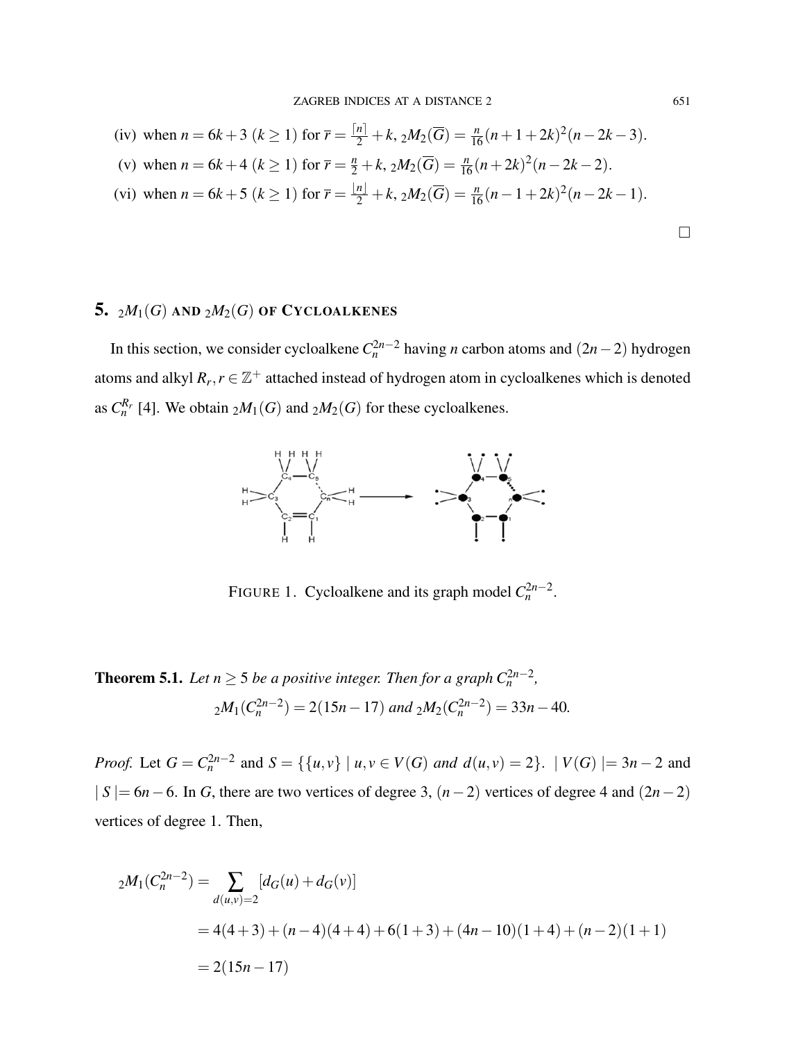(iv) when $n = 6k+3$ $(k \geq 1)$ for $\overline{r} = \frac{\lceil n \rceil}{2} + k$, ${}_2M_2(\overline{G}) = \frac{n}{16}(n+1+2k)^2(n-2k-3)$.

(v) when $n = 6k+4$ $(k \geq 1)$ for $\overline{r} = \frac{n}{2} + k$, ${}_2M_2(\overline{G}) = \frac{n}{16}(n+2k)^2(n-2k-2)$.

(vi) when $n = 6k+5$ $(k \geq 1)$ for $\overline{r} = \frac{\lfloor n \rfloor}{2} + k$, ${}_2M_2(\overline{G}) = \frac{n}{16}(n-1+2k)^2(n-2k-1)$.

□

## 5. ${}_2M_1(G)$ AND ${}_2M_2(G)$ OF CYCLOALKENES

In this section, we consider cycloalkene $C_n^{2n-2}$ having $n$ carbon atoms and $(2n-2)$ hydrogen atoms and alkyl $R_r, r \in \mathbb{Z}^+$ attached instead of hydrogen atom in cycloalkenes which is denoted as $C_n^{R_r}$ [4]. We obtain ${}_2M_1(G)$ and ${}_2M_2(G)$ for these cycloalkenes.

FIGURE 1. Cycloalkene and its graph model $C_n^{2n-2}$.

**Theorem 5.1.** *Let $n \geq 5$ be a positive integer. Then for a graph $C_n^{2n-2}$,*

$$ {}_2M_1(C_n^{2n-2}) = 2(15n-17) \text{ and } {}_2M_2(C_n^{2n-2}) = 33n - 40. $$

*Proof.* Let $G = C_n^{2n-2}$ and $S = \{\{u,v\} \mid u,v \in V(G) \text{ and } d(u,v) = 2\}$. $\mid V(G) \mid = 3n-2$ and $\mid S \mid = 6n-6$. In $G$, there are two vertices of degree 3, $(n-2)$ vertices of degree 4 and $(2n-2)$ vertices of degree 1. Then,

$$
\begin{aligned}
{}_2M_1(C_n^{2n-2}) &= \sum_{d(u,v)=2} [d_G(u) + d_G(v)] \\
&= 4(4+3) + (n-4)(4+4) + 6(1+3) + (4n-10)(1+4) + (n-2)(1+1) \\
&= 2(15n-17)
\end{aligned}
$$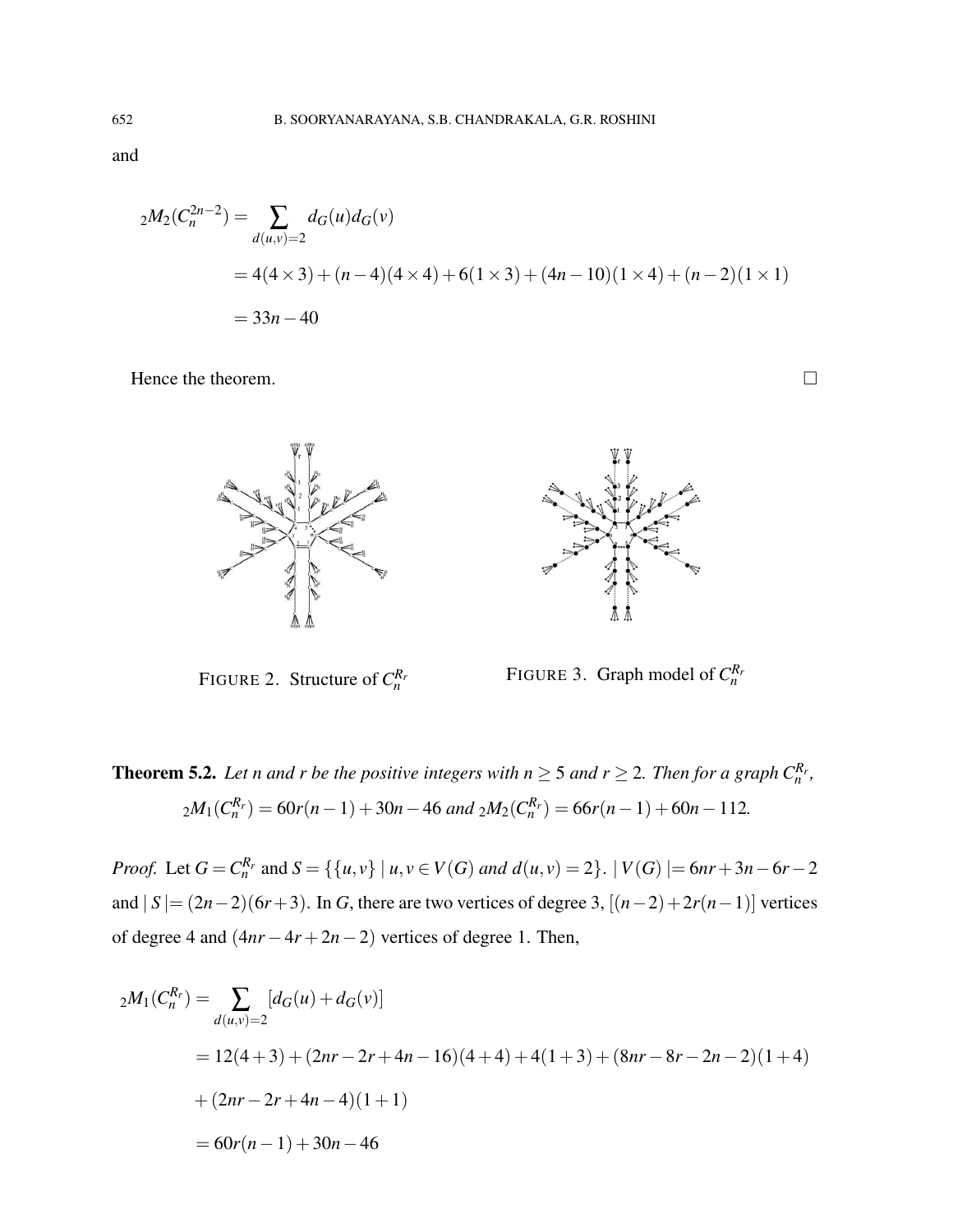and

$$
\begin{aligned}
{}_2M_2(C_n^{2n-2}) &= \sum_{d(u,v)=2} d_G(u)d_G(v) \\
&= 4(4\times 3)+(n-4)(4\times 4)+6(1\times 3)+(4n-10)(1\times 4)+(n-2)(1\times 1) \\
&= 33n-40
\end{aligned}
$$

Hence the theorem. □

FIGURE 2. Structure of $C_n^{R_r}$

FIGURE 3. Graph model of $C_n^{R_r}$

**Theorem 5.2.** *Let n and r be the positive integers with $n \geq 5$ and $r \geq 2$. Then for a graph $C_n^{R_r}$,*

$$
{}_2M_1(C_n^{R_r}) = 60r(n-1)+30n-46 \text{ and } {}_2M_2(C_n^{R_r}) = 66r(n-1)+60n-112.
$$

*Proof.* Let $G = C_n^{R_r}$ and $S = \{\{u,v\} \mid u,v \in V(G) \text{ and } d(u,v)=2\}$. $|V(G)| = 6nr+3n-6r-2$ and $|S| = (2n-2)(6r+3)$. In $G$, there are two vertices of degree 3, $[(n-2)+2r(n-1)]$ vertices of degree 4 and $(4nr-4r+2n-2)$ vertices of degree 1. Then,

$$
\begin{aligned}
{}_2M_1(C_n^{R_r}) &= \sum_{d(u,v)=2} [d_G(u)+d_G(v)] \\
&= 12(4+3)+(2nr-2r+4n-16)(4+4)+4(1+3)+(8nr-8r-2n-2)(1+4) \\
&\quad +(2nr-2r+4n-4)(1+1) \\
&= 60r(n-1)+30n-46
\end{aligned}
$$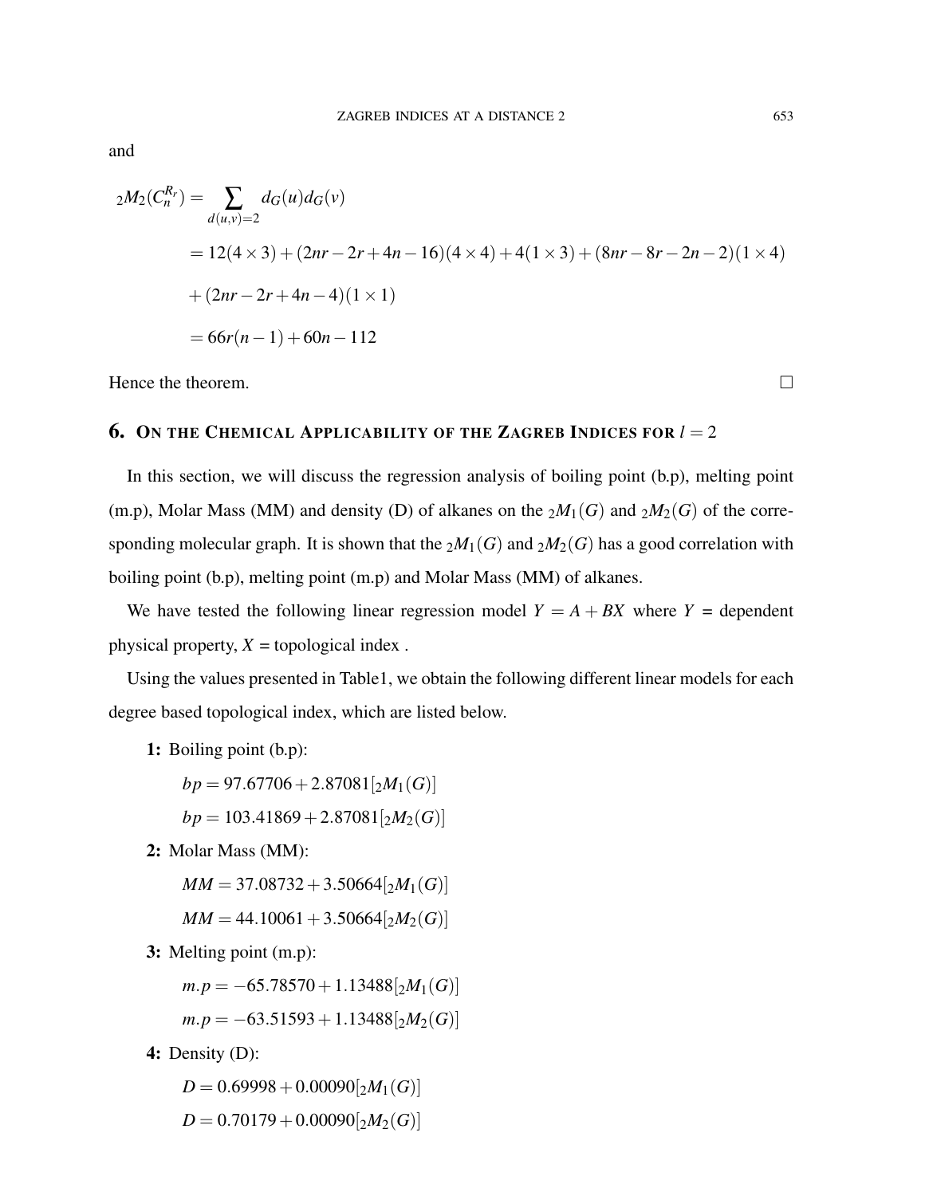and

$$
\begin{aligned}
{}_2M_2(C_n^{R_r}) &= \sum_{d(u,v)=2} d_G(u)d_G(v) \\
&= 12(4\times 3) + (2nr - 2r + 4n - 16)(4\times 4) + 4(1\times 3) + (8nr - 8r - 2n - 2)(1\times 4) \\
&+ (2nr - 2r + 4n - 4)(1\times 1) \\
&= 66r(n-1) + 60n - 112
\end{aligned}
$$

Hence the theorem. □

## 6. On the Chemical Applicability of the Zagreb Indices for $l = 2$

In this section, we will discuss the regression analysis of boiling point (b.p), melting point (m.p), Molar Mass (MM) and density (D) of alkanes on the ${}_2M_1(G)$ and ${}_2M_2(G)$ of the corresponding molecular graph. It is shown that the ${}_2M_1(G)$ and ${}_2M_2(G)$ has a good correlation with boiling point (b.p), melting point (m.p) and Molar Mass (MM) of alkanes.

We have tested the following linear regression model $Y = A + BX$ where $Y$ = dependent physical property, $X$ = topological index .

Using the values presented in Table1, we obtain the following different linear models for each degree based topological index, which are listed below.

**1:** Boiling point (b.p):

$bp = 97.67706 + 2.87081[{}_2M_1(G)]$

$bp = 103.41869 + 2.87081[{}_2M_2(G)]$

**2:** Molar Mass (MM):

$MM = 37.08732 + 3.50664[{}_2M_1(G)]$

$MM = 44.10061 + 3.50664[{}_2M_2(G)]$

**3:** Melting point (m.p):

$m.p = -65.78570 + 1.13488[{}_2M_1(G)]$

$m.p = -63.51593 + 1.13488[{}_2M_2(G)]$

**4:** Density (D):

$D = 0.69998 + 0.00090[{}_2M_1(G)]$

$D = 0.70179 + 0.00090[{}_2M_2(G)]$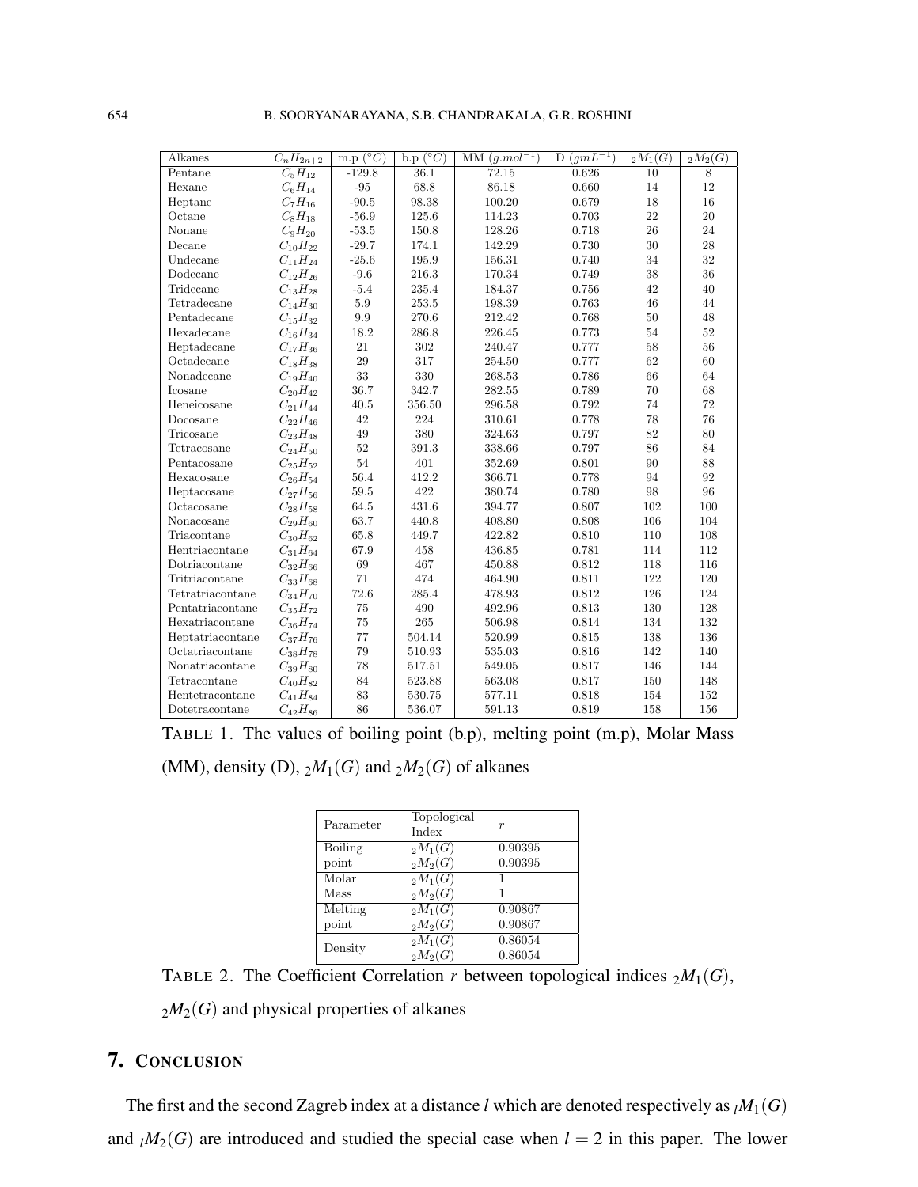| Alkanes | $C_nH_{2n+2}$ | m.p ($°C$) | b.p ($°C$) | MM ($g.mol^{-1}$) | D ($gmL^{-1}$) | ${}_2M_1(G)$ | ${}_2M_2(G)$ |
|---|---|---|---|---|---|---|---|
| Pentane | $C_5H_{12}$ | -129.8 | 36.1 | 72.15 | 0.626 | 10 | 8 |
| Hexane | $C_6H_{14}$ | -95 | 68.8 | 86.18 | 0.660 | 14 | 12 |
| Heptane | $C_7H_{16}$ | -90.5 | 98.38 | 100.20 | 0.679 | 18 | 16 |
| Octane | $C_8H_{18}$ | -56.9 | 125.6 | 114.23 | 0.703 | 22 | 20 |
| Nonane | $C_9H_{20}$ | -53.5 | 150.8 | 128.26 | 0.718 | 26 | 24 |
| Decane | $C_{10}H_{22}$ | -29.7 | 174.1 | 142.29 | 0.730 | 30 | 28 |
| Undecane | $C_{11}H_{24}$ | -25.6 | 195.9 | 156.31 | 0.740 | 34 | 32 |
| Dodecane | $C_{12}H_{26}$ | -9.6 | 216.3 | 170.34 | 0.749 | 38 | 36 |
| Tridecane | $C_{13}H_{28}$ | -5.4 | 235.4 | 184.37 | 0.756 | 42 | 40 |
| Tetradecane | $C_{14}H_{30}$ | 5.9 | 253.5 | 198.39 | 0.763 | 46 | 44 |
| Pentadecane | $C_{15}H_{32}$ | 9.9 | 270.6 | 212.42 | 0.768 | 50 | 48 |
| Hexadecane | $C_{16}H_{34}$ | 18.2 | 286.8 | 226.45 | 0.773 | 54 | 52 |
| Heptadecane | $C_{17}H_{36}$ | 21 | 302 | 240.47 | 0.777 | 58 | 56 |
| Octadecane | $C_{18}H_{38}$ | 29 | 317 | 254.50 | 0.777 | 62 | 60 |
| Nonadecane | $C_{19}H_{40}$ | 33 | 330 | 268.53 | 0.786 | 66 | 64 |
| Icosane | $C_{20}H_{42}$ | 36.7 | 342.7 | 282.55 | 0.789 | 70 | 68 |
| Heneicosane | $C_{21}H_{44}$ | 40.5 | 356.50 | 296.58 | 0.792 | 74 | 72 |
| Docosane | $C_{22}H_{46}$ | 42 | 224 | 310.61 | 0.778 | 78 | 76 |
| Tricosane | $C_{23}H_{48}$ | 49 | 380 | 324.63 | 0.797 | 82 | 80 |
| Tetracosane | $C_{24}H_{50}$ | 52 | 391.3 | 338.66 | 0.797 | 86 | 84 |
| Pentacosane | $C_{25}H_{52}$ | 54 | 401 | 352.69 | 0.801 | 90 | 88 |
| Hexacosane | $C_{26}H_{54}$ | 56.4 | 412.2 | 366.71 | 0.778 | 94 | 92 |
| Heptacosane | $C_{27}H_{56}$ | 59.5 | 422 | 380.74 | 0.780 | 98 | 96 |
| Octacosane | $C_{28}H_{58}$ | 64.5 | 431.6 | 394.77 | 0.807 | 102 | 100 |
| Nonacosane | $C_{29}H_{60}$ | 63.7 | 440.8 | 408.80 | 0.808 | 106 | 104 |
| Triacontane | $C_{30}H_{62}$ | 65.8 | 449.7 | 422.82 | 0.810 | 110 | 108 |
| Hentriacontane | $C_{31}H_{64}$ | 67.9 | 458 | 436.85 | 0.781 | 114 | 112 |
| Dotriacontane | $C_{32}H_{66}$ | 69 | 467 | 450.88 | 0.812 | 118 | 116 |
| Tritriacontane | $C_{33}H_{68}$ | 71 | 474 | 464.90 | 0.811 | 122 | 120 |
| Tetratriacontane | $C_{34}H_{70}$ | 72.6 | 285.4 | 478.93 | 0.812 | 126 | 124 |
| Pentatriacontane | $C_{35}H_{72}$ | 75 | 490 | 492.96 | 0.813 | 130 | 128 |
| Hexatriacontane | $C_{36}H_{74}$ | 75 | 265 | 506.98 | 0.814 | 134 | 132 |
| Heptatriacontane | $C_{37}H_{76}$ | 77 | 504.14 | 520.99 | 0.815 | 138 | 136 |
| Octatriacontane | $C_{38}H_{78}$ | 79 | 510.93 | 535.03 | 0.816 | 142 | 140 |
| Nonatriacontane | $C_{39}H_{80}$ | 78 | 517.51 | 549.05 | 0.817 | 146 | 144 |
| Tetracontane | $C_{40}H_{82}$ | 84 | 523.88 | 563.08 | 0.817 | 150 | 148 |
| Hentetracontane | $C_{41}H_{84}$ | 83 | 530.75 | 577.11 | 0.818 | 154 | 152 |
| Dotetracontane | $C_{42}H_{86}$ | 86 | 536.07 | 591.13 | 0.819 | 158 | 156 |

TABLE 1. The values of boiling point (b.p), melting point (m.p), Molar Mass (MM), density (D), ${}_2M_1(G)$ and ${}_2M_2(G)$ of alkanes

| Parameter | Topological Index | $r$ |
|---|---|---|
| Boiling point | ${}_2M_1(G)$ | 0.90395 |
| | ${}_2M_2(G)$ | 0.90395 |
| Molar Mass | ${}_2M_1(G)$ | 1 |
| | ${}_2M_2(G)$ | 1 |
| Melting point | ${}_2M_1(G)$ | 0.90867 |
| | ${}_2M_2(G)$ | 0.90867 |
| Density | ${}_2M_1(G)$ | 0.86054 |
| | ${}_2M_2(G)$ | 0.86054 |

TABLE 2. The Coefficient Correlation $r$ between topological indices ${}_2M_1(G)$, ${}_2M_2(G)$ and physical properties of alkanes

## 7. Conclusion

The first and the second Zagreb index at a distance $l$ which are denoted respectively as ${}_lM_1(G)$ and ${}_lM_2(G)$ are introduced and studied the special case when $l = 2$ in this paper. The lower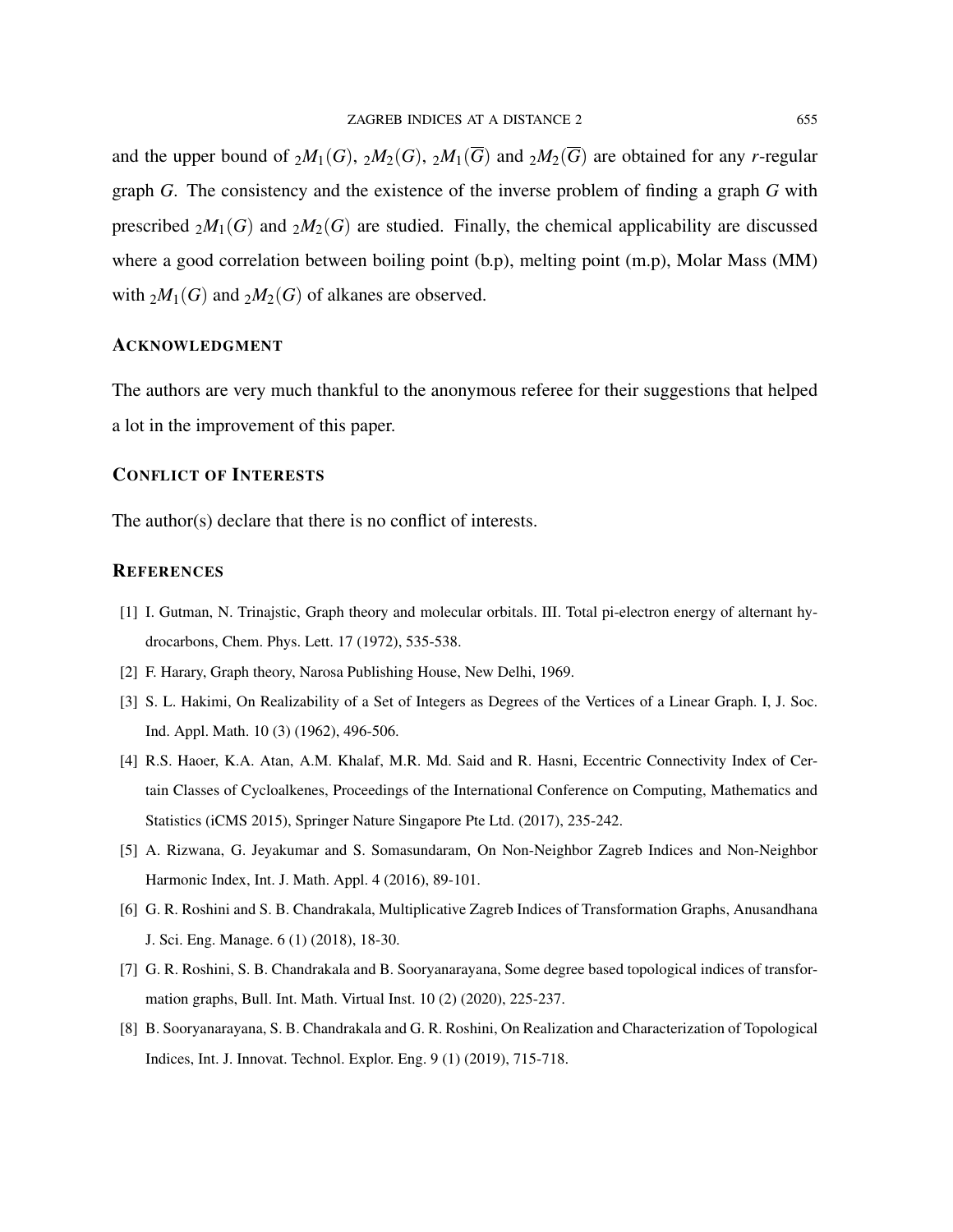and the upper bound of ${}_2M_1(G)$, ${}_2M_2(G)$, ${}_2M_1(\overline{G})$ and ${}_2M_2(\overline{G})$ are obtained for any $r$-regular graph $G$. The consistency and the existence of the inverse problem of finding a graph $G$ with prescribed ${}_2M_1(G)$ and ${}_2M_2(G)$ are studied. Finally, the chemical applicability are discussed where a good correlation between boiling point (b.p), melting point (m.p), Molar Mass (MM) with ${}_2M_1(G)$ and ${}_2M_2(G)$ of alkanes are observed.

## ACKNOWLEDGMENT

The authors are very much thankful to the anonymous referee for their suggestions that helped a lot in the improvement of this paper.

## CONFLICT OF INTERESTS

The author(s) declare that there is no conflict of interests.

## REFERENCES

[1] I. Gutman, N. Trinajstic, Graph theory and molecular orbitals. III. Total pi-electron energy of alternant hydrocarbons, Chem. Phys. Lett. 17 (1972), 535-538.

[2] F. Harary, Graph theory, Narosa Publishing House, New Delhi, 1969.

[3] S. L. Hakimi, On Realizability of a Set of Integers as Degrees of the Vertices of a Linear Graph. I, J. Soc. Ind. Appl. Math. 10 (3) (1962), 496-506.

[4] R.S. Haoer, K.A. Atan, A.M. Khalaf, M.R. Md. Said and R. Hasni, Eccentric Connectivity Index of Certain Classes of Cycloalkenes, Proceedings of the International Conference on Computing, Mathematics and Statistics (iCMS 2015), Springer Nature Singapore Pte Ltd. (2017), 235-242.

[5] A. Rizwana, G. Jeyakumar and S. Somasundaram, On Non-Neighbor Zagreb Indices and Non-Neighbor Harmonic Index, Int. J. Math. Appl. 4 (2016), 89-101.

[6] G. R. Roshini and S. B. Chandrakala, Multiplicative Zagreb Indices of Transformation Graphs, Anusandhana J. Sci. Eng. Manage. 6 (1) (2018), 18-30.

[7] G. R. Roshini, S. B. Chandrakala and B. Sooryanarayana, Some degree based topological indices of transformation graphs, Bull. Int. Math. Virtual Inst. 10 (2) (2020), 225-237.

[8] B. Sooryanarayana, S. B. Chandrakala and G. R. Roshini, On Realization and Characterization of Topological Indices, Int. J. Innovat. Technol. Explor. Eng. 9 (1) (2019), 715-718.